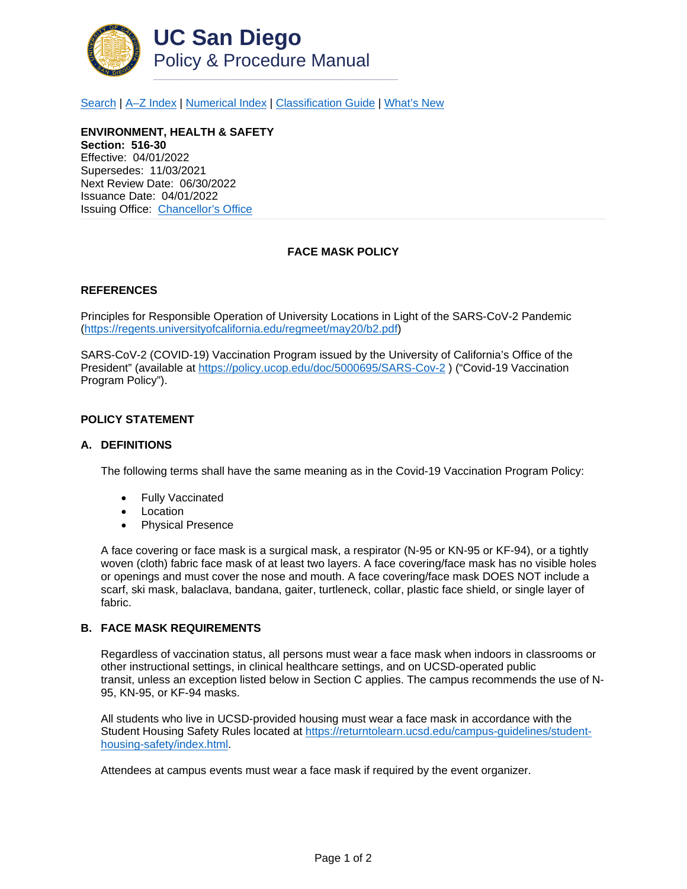# UC San Diego

## Policy & Procedure Manual

[Search](#) | [A–Z Index](#) | [Numerical Index](#) | [Classification Guide](#) | [What's New](#)

**ENVIRONMENT, HEALTH & SAFETY**
**Section: 516-30**
Effective: 04/01/2022
Supersedes: 11/03/2021
Next Review Date: 06/30/2022
Issuance Date: 04/01/2022
Issuing Office: [Chancellor's Office](#)

---

### FACE MASK POLICY

### REFERENCES

Principles for Responsible Operation of University Locations in Light of the SARS-CoV-2 Pandemic (https://regents.universityofcalifornia.edu/regmeet/may20/b2.pdf)

SARS-CoV-2 (COVID-19) Vaccination Program issued by the University of California's Office of the President" (available at https://policy.ucop.edu/doc/5000695/SARS-Cov-2 ) ("Covid-19 Vaccination Program Policy").

### POLICY STATEMENT

#### A. DEFINITIONS

The following terms shall have the same meaning as in the Covid-19 Vaccination Program Policy:

- Fully Vaccinated
- Location
- Physical Presence

A face covering or face mask is a surgical mask, a respirator (N-95 or KN-95 or KF-94), or a tightly woven (cloth) fabric face mask of at least two layers. A face covering/face mask has no visible holes or openings and must cover the nose and mouth. A face covering/face mask DOES NOT include a scarf, ski mask, balaclava, bandana, gaiter, turtleneck, collar, plastic face shield, or single layer of fabric.

#### B. FACE MASK REQUIREMENTS

Regardless of vaccination status, all persons must wear a face mask when indoors in classrooms or other instructional settings, in clinical healthcare settings, and on UCSD-operated public transit, unless an exception listed below in Section C applies. The campus recommends the use of N-95, KN-95, or KF-94 masks.

All students who live in UCSD-provided housing must wear a face mask in accordance with the Student Housing Safety Rules located at https://returntolearn.ucsd.edu/campus-guidelines/student-housing-safety/index.html.

Attendees at campus events must wear a face mask if required by the event organizer.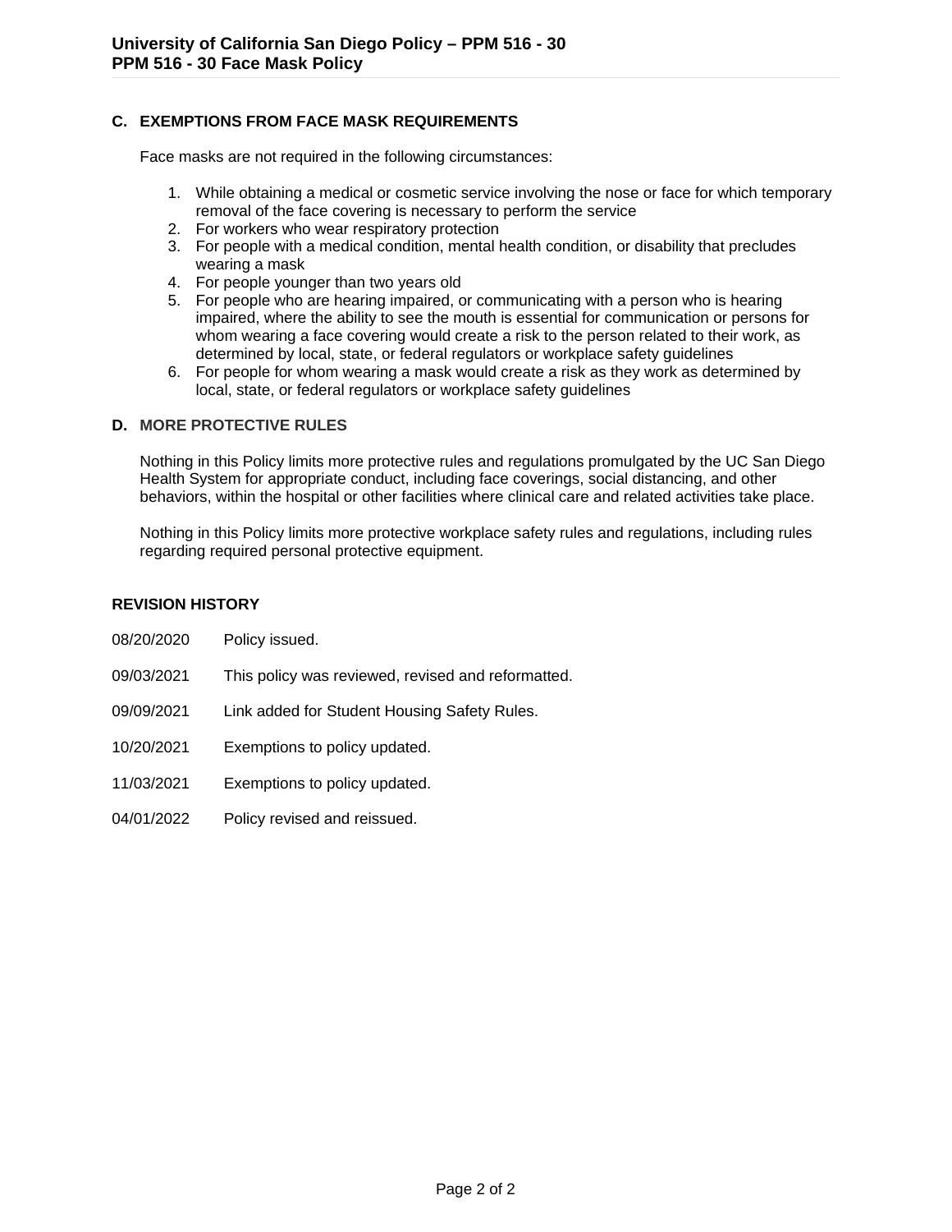### C. EXEMPTIONS FROM FACE MASK REQUIREMENTS

Face masks are not required in the following circumstances:

1. While obtaining a medical or cosmetic service involving the nose or face for which temporary removal of the face covering is necessary to perform the service
2. For workers who wear respiratory protection
3. For people with a medical condition, mental health condition, or disability that precludes wearing a mask
4. For people younger than two years old
5. For people who are hearing impaired, or communicating with a person who is hearing impaired, where the ability to see the mouth is essential for communication or persons for whom wearing a face covering would create a risk to the person related to their work, as determined by local, state, or federal regulators or workplace safety guidelines
6. For people for whom wearing a mask would create a risk as they work as determined by local, state, or federal regulators or workplace safety guidelines

### D. MORE PROTECTIVE RULES

Nothing in this Policy limits more protective rules and regulations promulgated by the UC San Diego Health System for appropriate conduct, including face coverings, social distancing, and other behaviors, within the hospital or other facilities where clinical care and related activities take place.

Nothing in this Policy limits more protective workplace safety rules and regulations, including rules regarding required personal protective equipment.

## REVISION HISTORY

| | |
|---|---|
| 08/20/2020 | Policy issued. |
| 09/03/2021 | This policy was reviewed, revised and reformatted. |
| 09/09/2021 | Link added for Student Housing Safety Rules. |
| 10/20/2021 | Exemptions to policy updated. |
| 11/03/2021 | Exemptions to policy updated. |
| 04/01/2022 | Policy revised and reissued. |